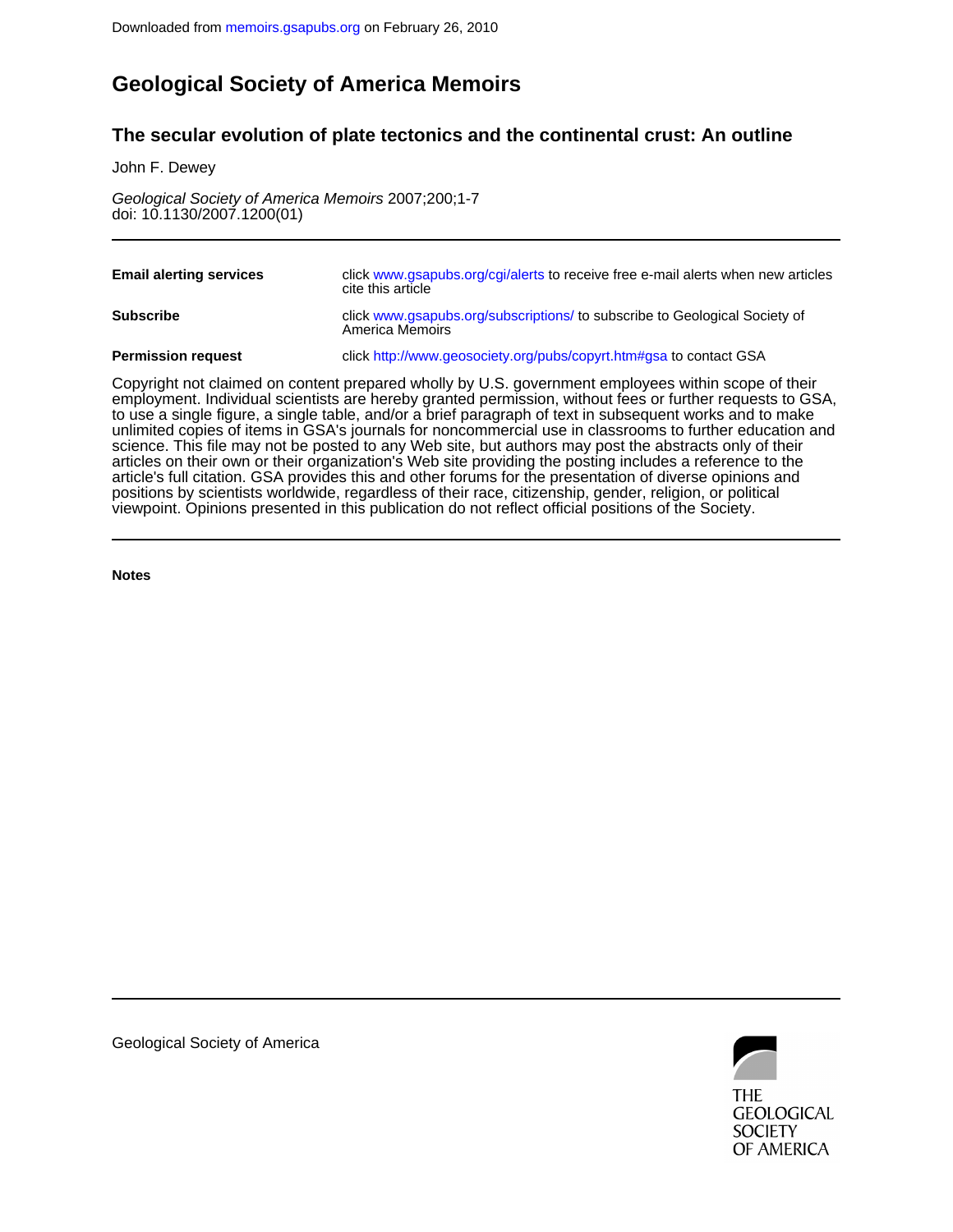Downloaded from memoirs.gsapubs.org on February 26, 2010

# Geological Society of America Memoirs

## The secular evolution of plate tectonics and the continental crust: An outline

John F. Dewey

*Geological Society of America Memoirs* 2007;200;1-7
doi: 10.1130/2007.1200(01)

| | |
|---|---|
| **Email alerting services** | click www.gsapubs.org/cgi/alerts to receive free e-mail alerts when new articles cite this article |
| **Subscribe** | click www.gsapubs.org/subscriptions/ to subscribe to Geological Society of America Memoirs |
| **Permission request** | click http://www.geosociety.org/pubs/copyrt.htm#gsa to contact GSA |

Copyright not claimed on content prepared wholly by U.S. government employees within scope of their employment. Individual scientists are hereby granted permission, without fees or further requests to GSA, to use a single figure, a single table, and/or a brief paragraph of text in subsequent works and to make unlimited copies of items in GSA's journals for noncommercial use in classrooms to further education and science. This file may not be posted to any Web site, but authors may post the abstracts only of their articles on their own or their organization's Web site providing the posting includes a reference to the article's full citation. GSA provides this and other forums for the presentation of diverse opinions and positions by scientists worldwide, regardless of their race, citizenship, gender, religion, or political viewpoint. Opinions presented in this publication do not reflect official positions of the Society.

**Notes**

Geological Society of America

THE GEOLOGICAL SOCIETY OF AMERICA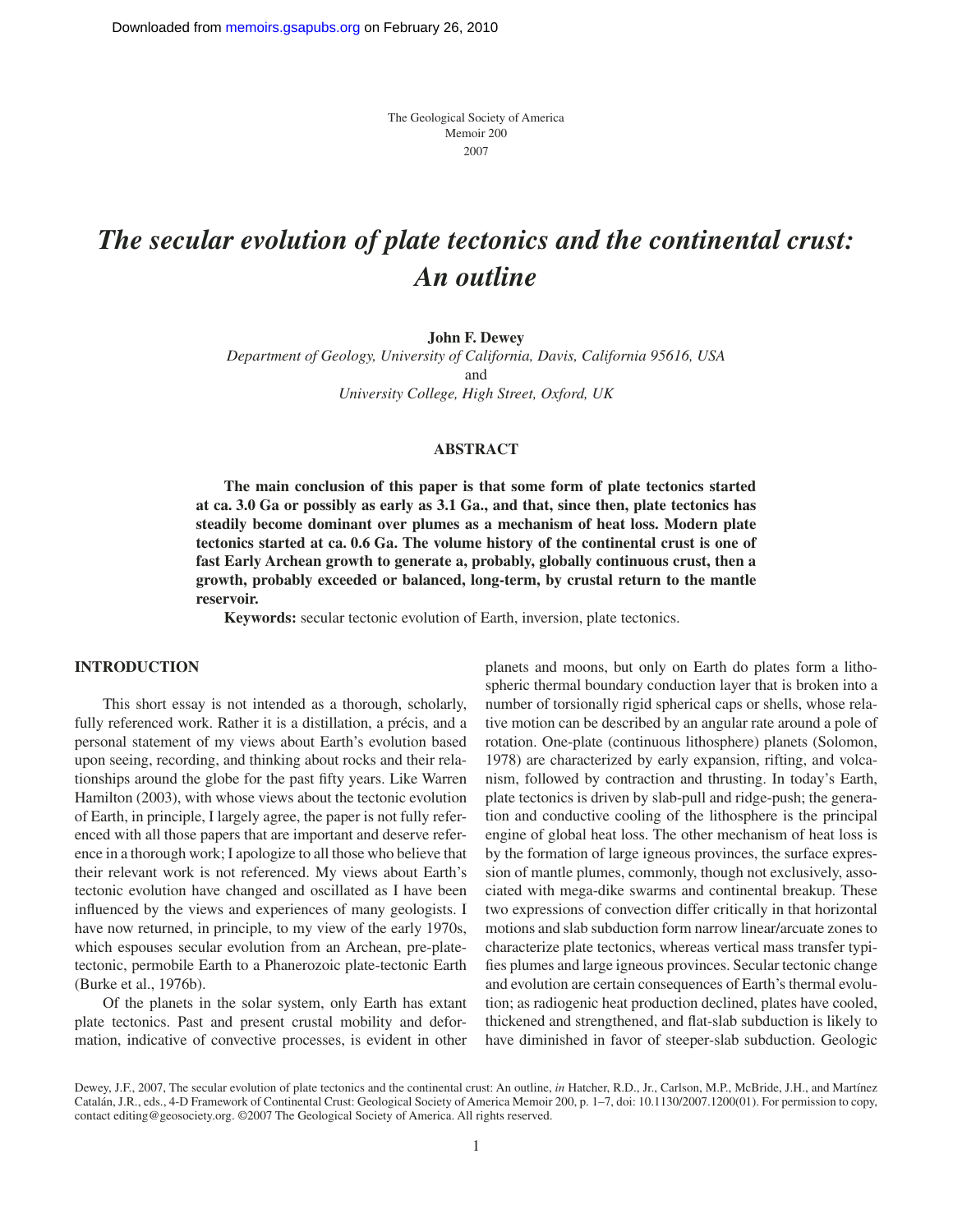# The secular evolution of plate tectonics and the continental crust: An outline

**John F. Dewey**

*Department of Geology, University of California, Davis, California 95616, USA*
and
*University College, High Street, Oxford, UK*

## ABSTRACT

**The main conclusion of this paper is that some form of plate tectonics started at ca. 3.0 Ga or possibly as early as 3.1 Ga., and that, since then, plate tectonics has steadily become dominant over plumes as a mechanism of heat loss. Modern plate tectonics started at ca. 0.6 Ga. The volume history of the continental crust is one of fast Early Archean growth to generate a, probably, globally continuous crust, then a growth, probably exceeded or balanced, long-term, by crustal return to the mantle reservoir.**

**Keywords:** secular tectonic evolution of Earth, inversion, plate tectonics.

## INTRODUCTION

This short essay is not intended as a thorough, scholarly, fully referenced work. Rather it is a distillation, a précis, and a personal statement of my views about Earth's evolution based upon seeing, recording, and thinking about rocks and their relationships around the globe for the past fifty years. Like Warren Hamilton (2003), with whose views about the tectonic evolution of Earth, in principle, I largely agree, the paper is not fully referenced with all those papers that are important and deserve reference in a thorough work; I apologize to all those who believe that their relevant work is not referenced. My views about Earth's tectonic evolution have changed and oscillated as I have been influenced by the views and experiences of many geologists. I have now returned, in principle, to my view of the early 1970s, which espouses secular evolution from an Archean, pre-plate-tectonic, permobile Earth to a Phanerozoic plate-tectonic Earth (Burke et al., 1976b).

Of the planets in the solar system, only Earth has extant plate tectonics. Past and present crustal mobility and deformation, indicative of convective processes, is evident in other planets and moons, but only on Earth do plates form a lithospheric thermal boundary conduction layer that is broken into a number of torsionally rigid spherical caps or shells, whose relative motion can be described by an angular rate around a pole of rotation. One-plate (continuous lithosphere) planets (Solomon, 1978) are characterized by early expansion, rifting, and volcanism, followed by contraction and thrusting. In today's Earth, plate tectonics is driven by slab-pull and ridge-push; the generation and conductive cooling of the lithosphere is the principal engine of global heat loss. The other mechanism of heat loss is by the formation of large igneous provinces, the surface expression of mantle plumes, commonly, though not exclusively, associated with mega-dike swarms and continental breakup. These two expressions of convection differ critically in that horizontal motions and slab subduction form narrow linear/arcuate zones to characterize plate tectonics, whereas vertical mass transfer typifies plumes and large igneous provinces. Secular tectonic change and evolution are certain consequences of Earth's thermal evolution; as radiogenic heat production declined, plates have cooled, thickened and strengthened, and flat-slab subduction is likely to have diminished in favor of steeper-slab subduction. Geologic

Dewey, J.F., 2007, The secular evolution of plate tectonics and the continental crust: An outline, *in* Hatcher, R.D., Jr., Carlson, M.P., McBride, J.H., and Martínez Catalán, J.R., eds., 4-D Framework of Continental Crust: Geological Society of America Memoir 200, p. 1–7, doi: 10.1130/2007.1200(01). For permission to copy, contact editing@geosociety.org. ©2007 The Geological Society of America. All rights reserved.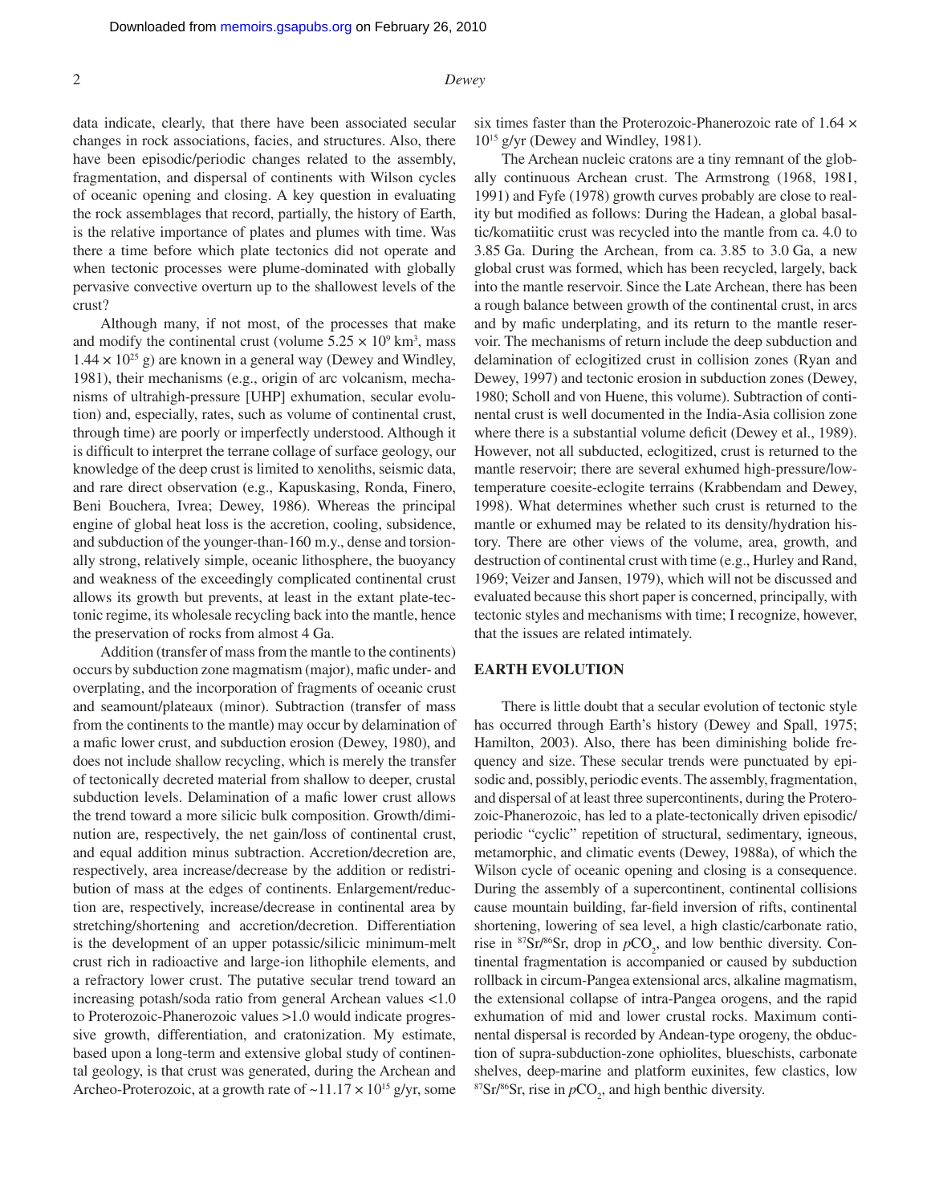data indicate, clearly, that there have been associated secular changes in rock associations, facies, and structures. Also, there have been episodic/periodic changes related to the assembly, fragmentation, and dispersal of continents with Wilson cycles of oceanic opening and closing. A key question in evaluating the rock assemblages that record, partially, the history of Earth, is the relative importance of plates and plumes with time. Was there a time before which plate tectonics did not operate and when tectonic processes were plume-dominated with globally pervasive convective overturn up to the shallowest levels of the crust?

Although many, if not most, of the processes that make and modify the continental crust (volume $5.25 \times 10^9$ km$^3$, mass $1.44 \times 10^{25}$ g) are known in a general way (Dewey and Windley, 1981), their mechanisms (e.g., origin of arc volcanism, mechanisms of ultrahigh-pressure [UHP] exhumation, secular evolution) and, especially, rates, such as volume of continental crust, through time) are poorly or imperfectly understood. Although it is difficult to interpret the terrane collage of surface geology, our knowledge of the deep crust is limited to xenoliths, seismic data, and rare direct observation (e.g., Kapuskasing, Ronda, Finero, Beni Bouchera, Ivrea; Dewey, 1986). Whereas the principal engine of global heat loss is the accretion, cooling, subsidence, and subduction of the younger-than-160 m.y., dense and torsionally strong, relatively simple, oceanic lithosphere, the buoyancy and weakness of the exceedingly complicated continental crust allows its growth but prevents, at least in the extant plate-tectonic regime, its wholesale recycling back into the mantle, hence the preservation of rocks from almost 4 Ga.

Addition (transfer of mass from the mantle to the continents) occurs by subduction zone magmatism (major), mafic under- and overplating, and the incorporation of fragments of oceanic crust and seamount/plateaux (minor). Subtraction (transfer of mass from the continents to the mantle) may occur by delamination of a mafic lower crust, and subduction erosion (Dewey, 1980), and does not include shallow recycling, which is merely the transfer of tectonically decreted material from shallow to deeper, crustal subduction levels. Delamination of a mafic lower crust allows the trend toward a more silicic bulk composition. Growth/diminution are, respectively, the net gain/loss of continental crust, and equal addition minus subtraction. Accretion/decretion are, respectively, area increase/decrease by the addition or redistribution of mass at the edges of continents. Enlargement/reduction are, respectively, increase/decrease in continental area by stretching/shortening and accretion/decretion. Differentiation is the development of an upper potassic/silicic minimum-melt crust rich in radioactive and large-ion lithophile elements, and a refractory lower crust. The putative secular trend toward an increasing potash/soda ratio from general Archean values <1.0 to Proterozoic-Phanerozoic values >1.0 would indicate progressive growth, differentiation, and cratonization. My estimate, based upon a long-term and extensive global study of continental geology, is that crust was generated, during the Archean and Archeo-Proterozoic, at a growth rate of ~$11.17 \times 10^{15}$ g/yr, some six times faster than the Proterozoic-Phanerozoic rate of $1.64 \times 10^{15}$ g/yr (Dewey and Windley, 1981).

The Archean nucleic cratons are a tiny remnant of the globally continuous Archean crust. The Armstrong (1968, 1981, 1991) and Fyfe (1978) growth curves probably are close to reality but modified as follows: During the Hadean, a global basaltic/komatiitic crust was recycled into the mantle from ca. 4.0 to 3.85 Ga. During the Archean, from ca. 3.85 to 3.0 Ga, a new global crust was formed, which has been recycled, largely, back into the mantle reservoir. Since the Late Archean, there has been a rough balance between growth of the continental crust, in arcs and by mafic underplating, and its return to the mantle reservoir. The mechanisms of return include the deep subduction and delamination of eclogitized crust in collision zones (Ryan and Dewey, 1997) and tectonic erosion in subduction zones (Dewey, 1980; Scholl and von Huene, this volume). Subtraction of continental crust is well documented in the India-Asia collision zone where there is a substantial volume deficit (Dewey et al., 1989). However, not all subducted, eclogitized, crust is returned to the mantle reservoir; there are several exhumed high-pressure/low-temperature coesite-eclogite terrains (Krabbendam and Dewey, 1998). What determines whether such crust is returned to the mantle or exhumed may be related to its density/hydration history. There are other views of the volume, area, growth, and destruction of continental crust with time (e.g., Hurley and Rand, 1969; Veizer and Jansen, 1979), which will not be discussed and evaluated because this short paper is concerned, principally, with tectonic styles and mechanisms with time; I recognize, however, that the issues are related intimately.

## EARTH EVOLUTION

There is little doubt that a secular evolution of tectonic style has occurred through Earth's history (Dewey and Spall, 1975; Hamilton, 2003). Also, there has been diminishing bolide frequency and size. These secular trends were punctuated by episodic and, possibly, periodic events. The assembly, fragmentation, and dispersal of at least three supercontinents, during the Proterozoic-Phanerozoic, has led to a plate-tectonically driven episodic/periodic "cyclic" repetition of structural, sedimentary, igneous, metamorphic, and climatic events (Dewey, 1988a), of which the Wilson cycle of oceanic opening and closing is a consequence. During the assembly of a supercontinent, continental collisions cause mountain building, far-field inversion of rifts, continental shortening, lowering of sea level, a high clastic/carbonate ratio, rise in $^{87}Sr/^{86}Sr$, drop in $pCO_2$, and low benthic diversity. Continental fragmentation is accompanied or caused by subduction rollback in circum-Pangea extensional arcs, alkaline magmatism, the extensional collapse of intra-Pangea orogens, and the rapid exhumation of mid and lower crustal rocks. Maximum continental dispersal is recorded by Andean-type orogeny, the obduction of supra-subduction-zone ophiolites, blueschists, carbonate shelves, deep-marine and platform euxinites, few clastics, low $^{87}Sr/^{86}Sr$, rise in $pCO_2$, and high benthic diversity.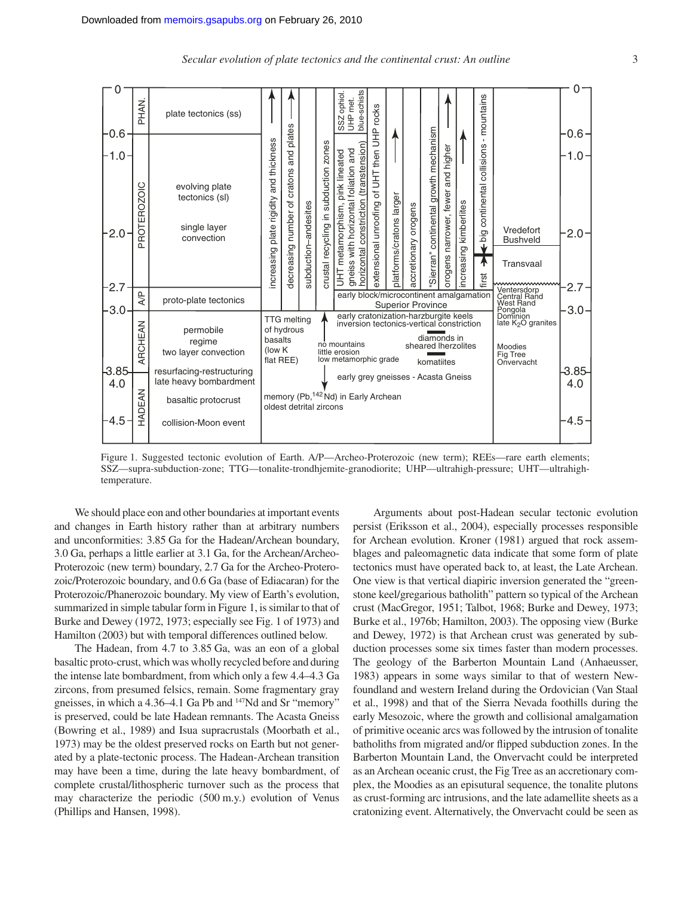Figure 1. Suggested tectonic evolution of Earth. A/P—Archeo-Proterozoic (new term); REEs—rare earth elements; SSZ—supra-subduction-zone; TTG—tonalite-trondhjemite-granodiorite; UHP—ultrahigh-pressure; UHT—ultrahigh-temperature.

We should place eon and other boundaries at important events and changes in Earth history rather than at arbitrary numbers and unconformities: 3.85 Ga for the Hadean/Archean boundary, 3.0 Ga, perhaps a little earlier at 3.1 Ga, for the Archean/Archeo-Proterozoic (new term) boundary, 2.7 Ga for the Archeo-Proterozoic/Proterozoic boundary, and 0.6 Ga (base of Ediacaran) for the Proterozoic/Phanerozoic boundary. My view of Earth's evolution, summarized in simple tabular form in Figure 1, is similar to that of Burke and Dewey (1972, 1973; especially see Fig. 1 of 1973) and Hamilton (2003) but with temporal differences outlined below.

The Hadean, from 4.7 to 3.85 Ga, was an eon of a global basaltic proto-crust, which was wholly recycled before and during the intense late bombardment, from which only a few 4.4–4.3 Ga zircons, from presumed felsics, remain. Some fragmentary gray gneisses, in which a 4.36–4.1 Ga Pb and $^{147}$Nd and Sr "memory" is preserved, could be late Hadean remnants. The Acasta Gneiss (Bowring et al., 1989) and Isua supracrustals (Moorbath et al., 1973) may be the oldest preserved rocks on Earth but not generated by a plate-tectonic process. The Hadean-Archean transition may have been a time, during the late heavy bombardment, of complete crustal/lithospheric turnover such as the process that may characterize the periodic (500 m.y.) evolution of Venus (Phillips and Hansen, 1998).

Arguments about post-Hadean secular tectonic evolution persist (Eriksson et al., 2004), especially processes responsible for Archean evolution. Kroner (1981) argued that rock assemblages and paleomagnetic data indicate that some form of plate tectonics must have operated back to, at least, the Late Archean. One view is that vertical diapiric inversion generated the "greenstone keel/gregarious batholith" pattern so typical of the Archean crust (MacGregor, 1951; Talbot, 1968; Burke and Dewey, 1973; Burke et al., 1976b; Hamilton, 2003). The opposing view (Burke and Dewey, 1972) is that Archean crust was generated by subduction processes some six times faster than modern processes. The geology of the Barberton Mountain Land (Anhaeusser, 1983) appears in some ways similar to that of western Newfoundland and western Ireland during the Ordovician (Van Staal et al., 1998) and that of the Sierra Nevada foothills during the early Mesozoic, where the growth and collisional amalgamation of primitive oceanic arcs was followed by the intrusion of tonalite batholiths from migrated and/or flipped subduction zones. In the Barberton Mountain Land, the Onvervacht could be interpreted as an Archean oceanic crust, the Fig Tree as an accretionary complex, the Moodies as an episutural sequence, the tonalite plutons as crust-forming arc intrusions, and the late adamellite sheets as a cratonizing event. Alternatively, the Onvervacht could be seen as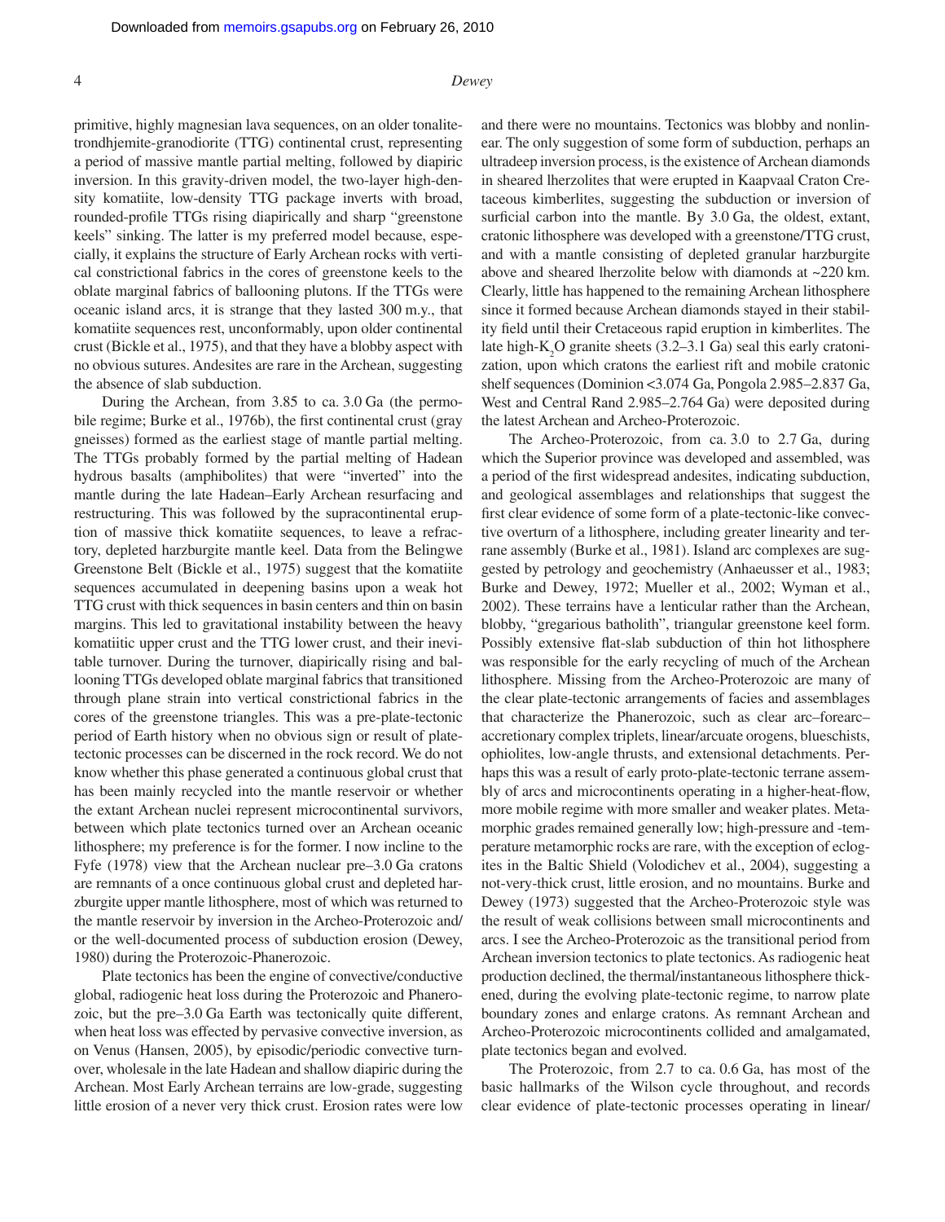primitive, highly magnesian lava sequences, on an older tonalite-trondhjemite-granodiorite (TTG) continental crust, representing a period of massive mantle partial melting, followed by diapiric inversion. In this gravity-driven model, the two-layer high-density komatiite, low-density TTG package inverts with broad, rounded-profile TTGs rising diapirically and sharp "greenstone keels" sinking. The latter is my preferred model because, especially, it explains the structure of Early Archean rocks with vertical constrictional fabrics in the cores of greenstone keels to the oblate marginal fabrics of ballooning plutons. If the TTGs were oceanic island arcs, it is strange that they lasted 300 m.y., that komatiite sequences rest, unconformably, upon older continental crust (Bickle et al., 1975), and that they have a blobby aspect with no obvious sutures. Andesites are rare in the Archean, suggesting the absence of slab subduction.

During the Archean, from 3.85 to ca. 3.0 Ga (the permobile regime; Burke et al., 1976b), the first continental crust (gray gneisses) formed as the earliest stage of mantle partial melting. The TTGs probably formed by the partial melting of Hadean hydrous basalts (amphibolites) that were "inverted" into the mantle during the late Hadean–Early Archean resurfacing and restructuring. This was followed by the supracontinental eruption of massive thick komatiite sequences, to leave a refractory, depleted harzburgite mantle keel. Data from the Belingwe Greenstone Belt (Bickle et al., 1975) suggest that the komatiite sequences accumulated in deepening basins upon a weak hot TTG crust with thick sequences in basin centers and thin on basin margins. This led to gravitational instability between the heavy komatiitic upper crust and the TTG lower crust, and their inevitable turnover. During the turnover, diapirically rising and ballooning TTGs developed oblate marginal fabrics that transitioned through plane strain into vertical constrictional fabrics in the cores of the greenstone triangles. This was a pre-plate-tectonic period of Earth history when no obvious sign or result of plate-tectonic processes can be discerned in the rock record. We do not know whether this phase generated a continuous global crust that has been mainly recycled into the mantle reservoir or whether the extant Archean nuclei represent microcontinental survivors, between which plate tectonics turned over an Archean oceanic lithosphere; my preference is for the former. I now incline to the Fyfe (1978) view that the Archean nuclear pre–3.0 Ga cratons are remnants of a once continuous global crust and depleted harzburgite upper mantle lithosphere, most of which was returned to the mantle reservoir by inversion in the Archeo-Proterozoic and/or the well-documented process of subduction erosion (Dewey, 1980) during the Proterozoic-Phanerozoic.

Plate tectonics has been the engine of convective/conductive global, radiogenic heat loss during the Proterozoic and Phanerozoic, but the pre–3.0 Ga Earth was tectonically quite different, when heat loss was effected by pervasive convective inversion, as on Venus (Hansen, 2005), by episodic/periodic convective turnover, wholesale in the late Hadean and shallow diapiric during the Archean. Most Early Archean terrains are low-grade, suggesting little erosion of a never very thick crust. Erosion rates were low and there were no mountains. Tectonics was blobby and nonlinear. The only suggestion of some form of subduction, perhaps an ultradeep inversion process, is the existence of Archean diamonds in sheared lherzolites that were erupted in Kaapvaal Craton Cretaceous kimberlites, suggesting the subduction or inversion of surficial carbon into the mantle. By 3.0 Ga, the oldest, extant, cratonic lithosphere was developed with a greenstone/TTG crust, and with a mantle consisting of depleted granular harzburgite above and sheared lherzolite below with diamonds at ~220 km. Clearly, little has happened to the remaining Archean lithosphere since it formed because Archean diamonds stayed in their stability field until their Cretaceous rapid eruption in kimberlites. The late high-$K_2O$ granite sheets (3.2–3.1 Ga) seal this early cratonization, upon which cratons the earliest rift and mobile cratonic shelf sequences (Dominion <3.074 Ga, Pongola 2.985–2.837 Ga, West and Central Rand 2.985–2.764 Ga) were deposited during the latest Archean and Archeo-Proterozoic.

The Archeo-Proterozoic, from ca. 3.0 to 2.7 Ga, during which the Superior province was developed and assembled, was a period of the first widespread andesites, indicating subduction, and geological assemblages and relationships that suggest the first clear evidence of some form of a plate-tectonic-like convective overturn of a lithosphere, including greater linearity and terrane assembly (Burke et al., 1981). Island arc complexes are suggested by petrology and geochemistry (Anhaeusser et al., 1983; Burke and Dewey, 1972; Mueller et al., 2002; Wyman et al., 2002). These terrains have a lenticular rather than the Archean, blobby, "gregarious batholith", triangular greenstone keel form. Possibly extensive flat-slab subduction of thin hot lithosphere was responsible for the early recycling of much of the Archean lithosphere. Missing from the Archeo-Proterozoic are many of the clear plate-tectonic arrangements of facies and assemblages that characterize the Phanerozoic, such as clear arc–forearc–accretionary complex triplets, linear/arcuate orogens, blueschists, ophiolites, low-angle thrusts, and extensional detachments. Perhaps this was a result of early proto-plate-tectonic terrane assembly of arcs and microcontinents operating in a higher-heat-flow, more mobile regime with more smaller and weaker plates. Metamorphic grades remained generally low; high-pressure and -temperature metamorphic rocks are rare, with the exception of eclogites in the Baltic Shield (Volodichev et al., 2004), suggesting a not-very-thick crust, little erosion, and no mountains. Burke and Dewey (1973) suggested that the Archeo-Proterozoic style was the result of weak collisions between small microcontinents and arcs. I see the Archeo-Proterozoic as the transitional period from Archean inversion tectonics to plate tectonics. As radiogenic heat production declined, the thermal/instantaneous lithosphere thickened, during the evolving plate-tectonic regime, to narrow plate boundary zones and enlarge cratons. As remnant Archean and Archeo-Proterozoic microcontinents collided and amalgamated, plate tectonics began and evolved.

The Proterozoic, from 2.7 to ca. 0.6 Ga, has most of the basic hallmarks of the Wilson cycle throughout, and records clear evidence of plate-tectonic processes operating in linear/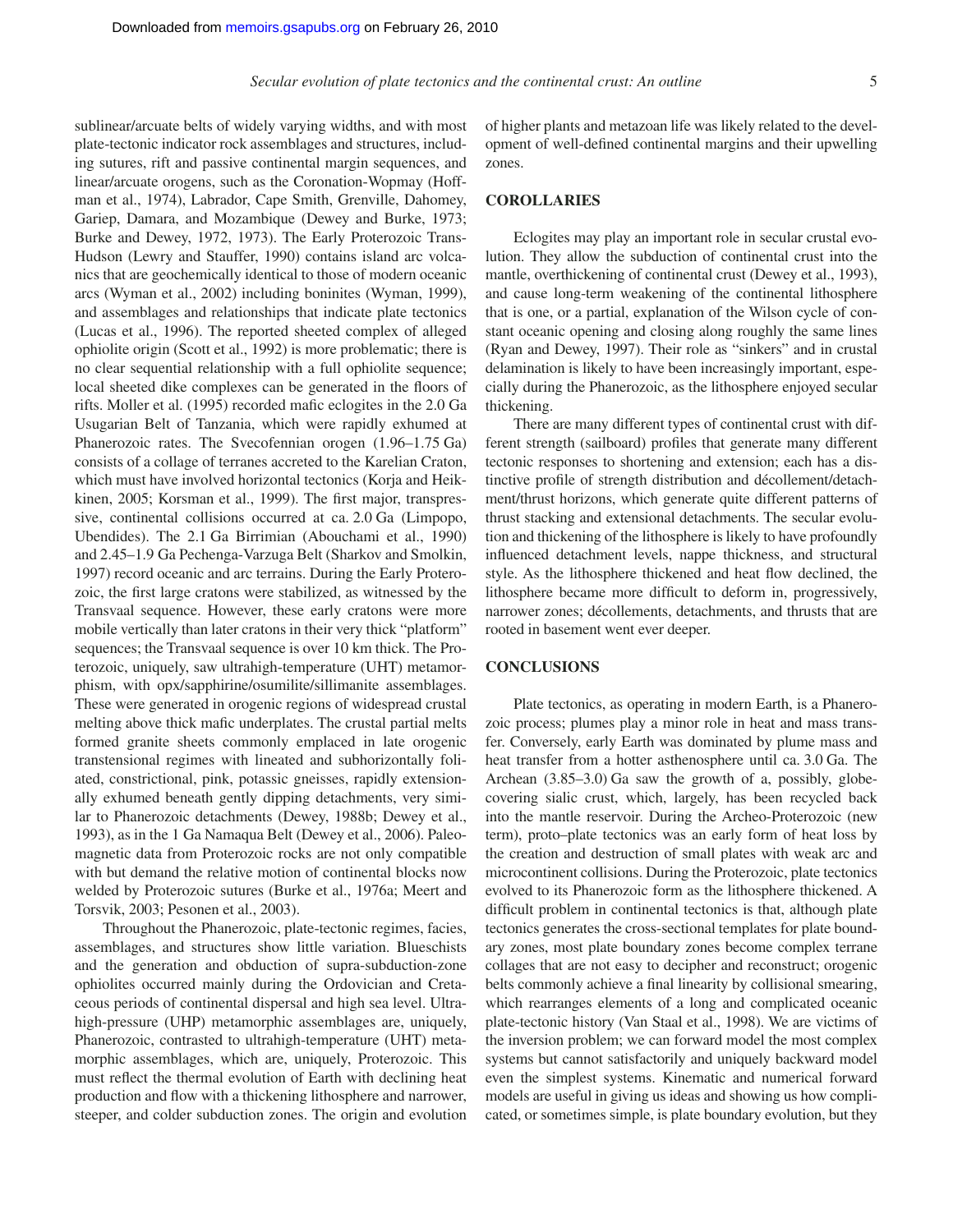sublinear/arcuate belts of widely varying widths, and with most plate-tectonic indicator rock assemblages and structures, including sutures, rift and passive continental margin sequences, and linear/arcuate orogens, such as the Coronation-Wopmay (Hoffman et al., 1974), Labrador, Cape Smith, Grenville, Dahomey, Gariep, Damara, and Mozambique (Dewey and Burke, 1973; Burke and Dewey, 1972, 1973). The Early Proterozoic Trans-Hudson (Lewry and Stauffer, 1990) contains island arc volcanics that are geochemically identical to those of modern oceanic arcs (Wyman et al., 2002) including boninites (Wyman, 1999), and assemblages and relationships that indicate plate tectonics (Lucas et al., 1996). The reported sheeted complex of alleged ophiolite origin (Scott et al., 1992) is more problematic; there is no clear sequential relationship with a full ophiolite sequence; local sheeted dike complexes can be generated in the floors of rifts. Moller et al. (1995) recorded mafic eclogites in the 2.0 Ga Usugarian Belt of Tanzania, which were rapidly exhumed at Phanerozoic rates. The Svecofennian orogen (1.96–1.75 Ga) consists of a collage of terranes accreted to the Karelian Craton, which must have involved horizontal tectonics (Korja and Heikkinen, 2005; Korsman et al., 1999). The first major, transpressive, continental collisions occurred at ca. 2.0 Ga (Limpopo, Ubendides). The 2.1 Ga Birrimian (Abouchami et al., 1990) and 2.45–1.9 Ga Pechenga-Varzuga Belt (Sharkov and Smolkin, 1997) record oceanic and arc terrains. During the Early Proterozoic, the first large cratons were stabilized, as witnessed by the Transvaal sequence. However, these early cratons were more mobile vertically than later cratons in their very thick "platform" sequences; the Transvaal sequence is over 10 km thick. The Proterozoic, uniquely, saw ultrahigh-temperature (UHT) metamorphism, with opx/sapphirine/osumilite/sillimanite assemblages. These were generated in orogenic regions of widespread crustal melting above thick mafic underplates. The crustal partial melts formed granite sheets commonly emplaced in late orogenic transtensional regimes with lineated and subhorizontally foliated, constrictional, pink, potassic gneisses, rapidly extensionally exhumed beneath gently dipping detachments, very similar to Phanerozoic detachments (Dewey, 1988b; Dewey et al., 1993), as in the 1 Ga Namaqua Belt (Dewey et al., 2006). Paleomagnetic data from Proterozoic rocks are not only compatible with but demand the relative motion of continental blocks now welded by Proterozoic sutures (Burke et al., 1976a; Meert and Torsvik, 2003; Pesonen et al., 2003).

Throughout the Phanerozoic, plate-tectonic regimes, facies, assemblages, and structures show little variation. Blueschists and the generation and obduction of supra-subduction-zone ophiolites occurred mainly during the Ordovician and Cretaceous periods of continental dispersal and high sea level. Ultrahigh-pressure (UHP) metamorphic assemblages are, uniquely, Phanerozoic, contrasted to ultrahigh-temperature (UHT) metamorphic assemblages, which are, uniquely, Proterozoic. This must reflect the thermal evolution of Earth with declining heat production and flow with a thickening lithosphere and narrower, steeper, and colder subduction zones. The origin and evolution of higher plants and metazoan life was likely related to the development of well-defined continental margins and their upwelling zones.

## COROLLARIES

Eclogites may play an important role in secular crustal evolution. They allow the subduction of continental crust into the mantle, overthickening of continental crust (Dewey et al., 1993), and cause long-term weakening of the continental lithosphere that is one, or a partial, explanation of the Wilson cycle of constant oceanic opening and closing along roughly the same lines (Ryan and Dewey, 1997). Their role as "sinkers" and in crustal delamination is likely to have been increasingly important, especially during the Phanerozoic, as the lithosphere enjoyed secular thickening.

There are many different types of continental crust with different strength (sailboard) profiles that generate many different tectonic responses to shortening and extension; each has a distinctive profile of strength distribution and décollement/detachment/thrust horizons, which generate quite different patterns of thrust stacking and extensional detachments. The secular evolution and thickening of the lithosphere is likely to have profoundly influenced detachment levels, nappe thickness, and structural style. As the lithosphere thickened and heat flow declined, the lithosphere became more difficult to deform in, progressively, narrower zones; décollements, detachments, and thrusts that are rooted in basement went ever deeper.

## CONCLUSIONS

Plate tectonics, as operating in modern Earth, is a Phanerozoic process; plumes play a minor role in heat and mass transfer. Conversely, early Earth was dominated by plume mass and heat transfer from a hotter asthenosphere until ca. 3.0 Ga. The Archean (3.85–3.0) Ga saw the growth of a, possibly, globe-covering sialic crust, which, largely, has been recycled back into the mantle reservoir. During the Archeo-Proterozoic (new term), proto–plate tectonics was an early form of heat loss by the creation and destruction of small plates with weak arc and microcontinent collisions. During the Proterozoic, plate tectonics evolved to its Phanerozoic form as the lithosphere thickened. A difficult problem in continental tectonics is that, although plate tectonics generates the cross-sectional templates for plate boundary zones, most plate boundary zones become complex terrane collages that are not easy to decipher and reconstruct; orogenic belts commonly achieve a final linearity by collisional smearing, which rearranges elements of a long and complicated oceanic plate-tectonic history (Van Staal et al., 1998). We are victims of the inversion problem; we can forward model the most complex systems but cannot satisfactorily and uniquely backward model even the simplest systems. Kinematic and numerical forward models are useful in giving us ideas and showing us how complicated, or sometimes simple, is plate boundary evolution, but they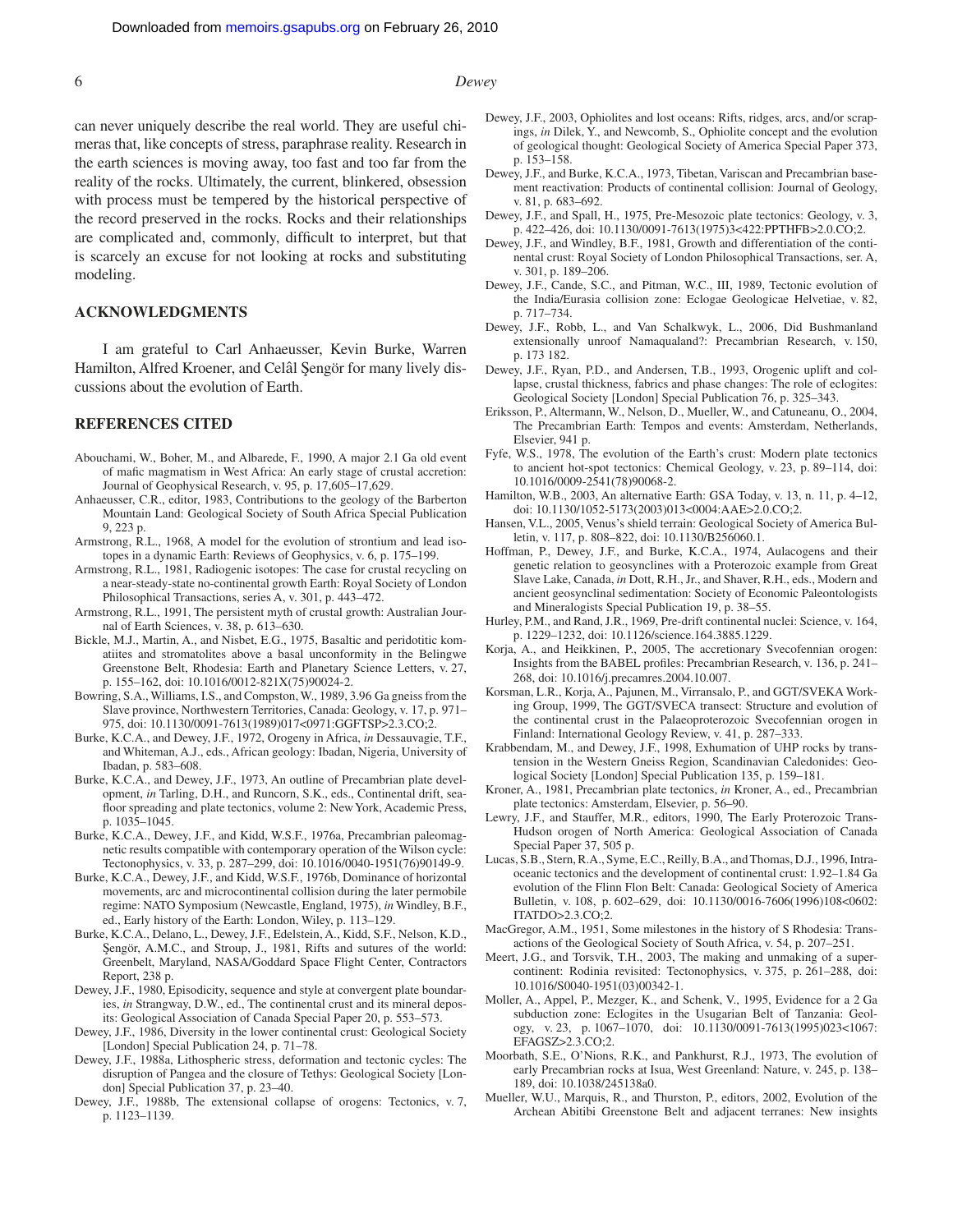can never uniquely describe the real world. They are useful chimeras that, like concepts of stress, paraphrase reality. Research in the earth sciences is moving away, too fast and too far from the reality of the rocks. Ultimately, the current, blinkered, obsession with process must be tempered by the historical perspective of the record preserved in the rocks. Rocks and their relationships are complicated and, commonly, difficult to interpret, but that is scarcely an excuse for not looking at rocks and substituting modeling.

## ACKNOWLEDGMENTS

I am grateful to Carl Anhaeusser, Kevin Burke, Warren Hamilton, Alfred Kroener, and Celâl Şengör for many lively discussions about the evolution of Earth.

## REFERENCES CITED

Abouchami, W., Boher, M., and Albarede, F., 1990, A major 2.1 Ga old event of mafic magmatism in West Africa: An early stage of crustal accretion: Journal of Geophysical Research, v. 95, p. 17,605–17,629.

Anhaeusser, C.R., editor, 1983, Contributions to the geology of the Barberton Mountain Land: Geological Society of South Africa Special Publication 9, 223 p.

Armstrong, R.L., 1968, A model for the evolution of strontium and lead isotopes in a dynamic Earth: Reviews of Geophysics, v. 6, p. 175–199.

Armstrong, R.L., 1981, Radiogenic isotopes: The case for crustal recycling on a near-steady-state no-continental growth Earth: Royal Society of London Philosophical Transactions, series A, v. 301, p. 443–472.

Armstrong, R.L., 1991, The persistent myth of crustal growth: Australian Journal of Earth Sciences, v. 38, p. 613–630.

Bickle, M.J., Martin, A., and Nisbet, E.G., 1975, Basaltic and peridotitic komatiites and stromatolites above a basal unconformity in the Belingwe Greenstone Belt, Rhodesia: Earth and Planetary Science Letters, v. 27, p. 155–162, doi: 10.1016/0012-821X(75)90024-2.

Bowring, S.A., Williams, I.S., and Compston, W., 1989, 3.96 Ga gneiss from the Slave province, Northwestern Territories, Canada: Geology, v. 17, p. 971–975, doi: 10.1130/0091-7613(1989)017<0971:GGFTSP>2.3.CO;2.

Burke, K.C.A., and Dewey, J.F., 1972, Orogeny in Africa, *in* Dessauvagie, T.F., and Whiteman, A.J., eds., African geology: Ibadan, Nigeria, University of Ibadan, p. 583–608.

Burke, K.C.A., and Dewey, J.F., 1973, An outline of Precambrian plate development, *in* Tarling, D.H., and Runcorn, S.K., eds., Continental drift, seafloor spreading and plate tectonics, volume 2: New York, Academic Press, p. 1035–1045.

Burke, K.C.A., Dewey, J.F., and Kidd, W.S.F., 1976a, Precambrian paleomagnetic results compatible with contemporary operation of the Wilson cycle: Tectonophysics, v. 33, p. 287–299, doi: 10.1016/0040-1951(76)90149-9.

Burke, K.C.A., Dewey, J.F., and Kidd, W.S.F., 1976b, Dominance of horizontal movements, arc and microcontinental collision during the later permobile regime: NATO Symposium (Newcastle, England, 1975), *in* Windley, B.F., ed., Early history of the Earth: London, Wiley, p. 113–129.

Burke, K.C.A., Delano, L., Dewey, J.F., Edelstein, A., Kidd, S.F., Nelson, K.D., Şengör, A.M.C., and Stroup, J., 1981, Rifts and sutures of the world: Greenbelt, Maryland, NASA/Goddard Space Flight Center, Contractors Report, 238 p.

Dewey, J.F., 1980, Episodicity, sequence and style at convergent plate boundaries, *in* Strangway, D.W., ed., The continental crust and its mineral deposits: Geological Association of Canada Special Paper 20, p. 553–573.

Dewey, J.F., 1986, Diversity in the lower continental crust: Geological Society [London] Special Publication 24, p. 71–78.

Dewey, J.F., 1988a, Lithospheric stress, deformation and tectonic cycles: The disruption of Pangea and the closure of Tethys: Geological Society [London] Special Publication 37, p. 23–40.

Dewey, J.F., 1988b, The extensional collapse of orogens: Tectonics, v. 7, p. 1123–1139.

Dewey, J.F., 2003, Ophiolites and lost oceans: Rifts, ridges, arcs, and/or scrapings, *in* Dilek, Y., and Newcomb, S., Ophiolite concept and the evolution of geological thought: Geological Society of America Special Paper 373, p. 153–158.

Dewey, J.F., and Burke, K.C.A., 1973, Tibetan, Variscan and Precambrian basement reactivation: Products of continental collision: Journal of Geology, v. 81, p. 683–692.

Dewey, J.F., and Spall, H., 1975, Pre-Mesozoic plate tectonics: Geology, v. 3, p. 422–426, doi: 10.1130/0091-7613(1975)3<422:PPTHFB>2.0.CO;2.

Dewey, J.F., and Windley, B.F., 1981, Growth and differentiation of the continental crust: Royal Society of London Philosophical Transactions, ser. A, v. 301, p. 189–206.

Dewey, J.F., Cande, S.C., and Pitman, W.C., III, 1989, Tectonic evolution of the India/Eurasia collision zone: Eclogae Geologicae Helvetiae, v. 82, p. 717–734.

Dewey, J.F., Robb, L., and Van Schalkwyk, L., 2006, Did Bushmanland extensionally unroof Namaqualand?: Precambrian Research, v. 150, p. 173 182.

Dewey, J.F., Ryan, P.D., and Andersen, T.B., 1993, Orogenic uplift and collapse, crustal thickness, fabrics and phase changes: The role of eclogites: Geological Society [London] Special Publication 76, p. 325–343.

Eriksson, P., Altermann, W., Nelson, D., Mueller, W., and Catuneanu, O., 2004, The Precambrian Earth: Tempos and events: Amsterdam, Netherlands, Elsevier, 941 p.

Fyfe, W.S., 1978, The evolution of the Earth's crust: Modern plate tectonics to ancient hot-spot tectonics: Chemical Geology, v. 23, p. 89–114, doi: 10.1016/0009-2541(78)90068-2.

Hamilton, W.B., 2003, An alternative Earth: GSA Today, v. 13, n. 11, p. 4–12, doi: 10.1130/1052-5173(2003)013<0004:AAE>2.0.CO;2.

Hansen, V.L., 2005, Venus's shield terrain: Geological Society of America Bulletin, v. 117, p. 808–822, doi: 10.1130/B256060.1.

Hoffman, P., Dewey, J.F., and Burke, K.C.A., 1974, Aulacogens and their genetic relation to geosynclines with a Proterozoic example from Great Slave Lake, Canada, *in* Dott, R.H., Jr., and Shaver, R.H., eds., Modern and ancient geosynclinal sedimentation: Society of Economic Paleontologists and Mineralogists Special Publication 19, p. 38–55.

Hurley, P.M., and Rand, J.R., 1969, Pre-drift continental nuclei: Science, v. 164, p. 1229–1232, doi: 10.1126/science.164.3885.1229.

Korja, A., and Heikkinen, P., 2005, The accretionary Svecofennian orogen: Insights from the BABEL profiles: Precambrian Research, v. 136, p. 241–268, doi: 10.1016/j.precamres.2004.10.007.

Korsman, L.R., Korja, A., Pajunen, M., Virransalo, P., and GGT/SVEKA Working Group, 1999, The GGT/SVECA transect: Structure and evolution of the continental crust in the Palaeoproterozoic Svecofennian orogen in Finland: International Geology Review, v. 41, p. 287–333.

Krabbendam, M., and Dewey, J.F., 1998, Exhumation of UHP rocks by transtension in the Western Gneiss Region, Scandinavian Caledonides: Geological Society [London] Special Publication 135, p. 159–181.

Kroner, A., 1981, Precambrian plate tectonics, *in* Kroner, A., ed., Precambrian plate tectonics: Amsterdam, Elsevier, p. 56–90.

Lewry, J.F., and Stauffer, M.R., editors, 1990, The Early Proterozoic Trans-Hudson orogen of North America: Geological Association of Canada Special Paper 37, 505 p.

Lucas, S.B., Stern, R.A., Syme, E.C., Reilly, B.A., and Thomas, D.J., 1996, Intraoceanic tectonics and the development of continental crust: 1.92–1.84 Ga evolution of the Flinn Flon Belt: Canada: Geological Society of America Bulletin, v. 108, p. 602–629, doi: 10.1130/0016-7606(1996)108<0602:ITATDO>2.3.CO;2.

MacGregor, A.M., 1951, Some milestones in the history of S Rhodesia: Transactions of the Geological Society of South Africa, v. 54, p. 207–251.

Meert, J.G., and Torsvik, T.H., 2003, The making and unmaking of a supercontinent: Rodinia revisited: Tectonophysics, v. 375, p. 261–288, doi: 10.1016/S0040-1951(03)00342-1.

Moller, A., Appel, P., Mezger, K., and Schenk, V., 1995, Evidence for a 2 Ga subduction zone: Eclogites in the Usugarian Belt of Tanzania: Geology, v. 23, p. 1067–1070, doi: 10.1130/0091-7613(1995)023<1067:EFAGSZ>2.3.CO;2.

Moorbath, S.E., O'Nions, R.K., and Pankhurst, R.J., 1973, The evolution of early Precambrian rocks at Isua, West Greenland: Nature, v. 245, p. 138–189, doi: 10.1038/245138a0.

Mueller, W.U., Marquis, R., and Thurston, P., editors, 2002, Evolution of the Archean Abitibi Greenstone Belt and adjacent terranes: New insights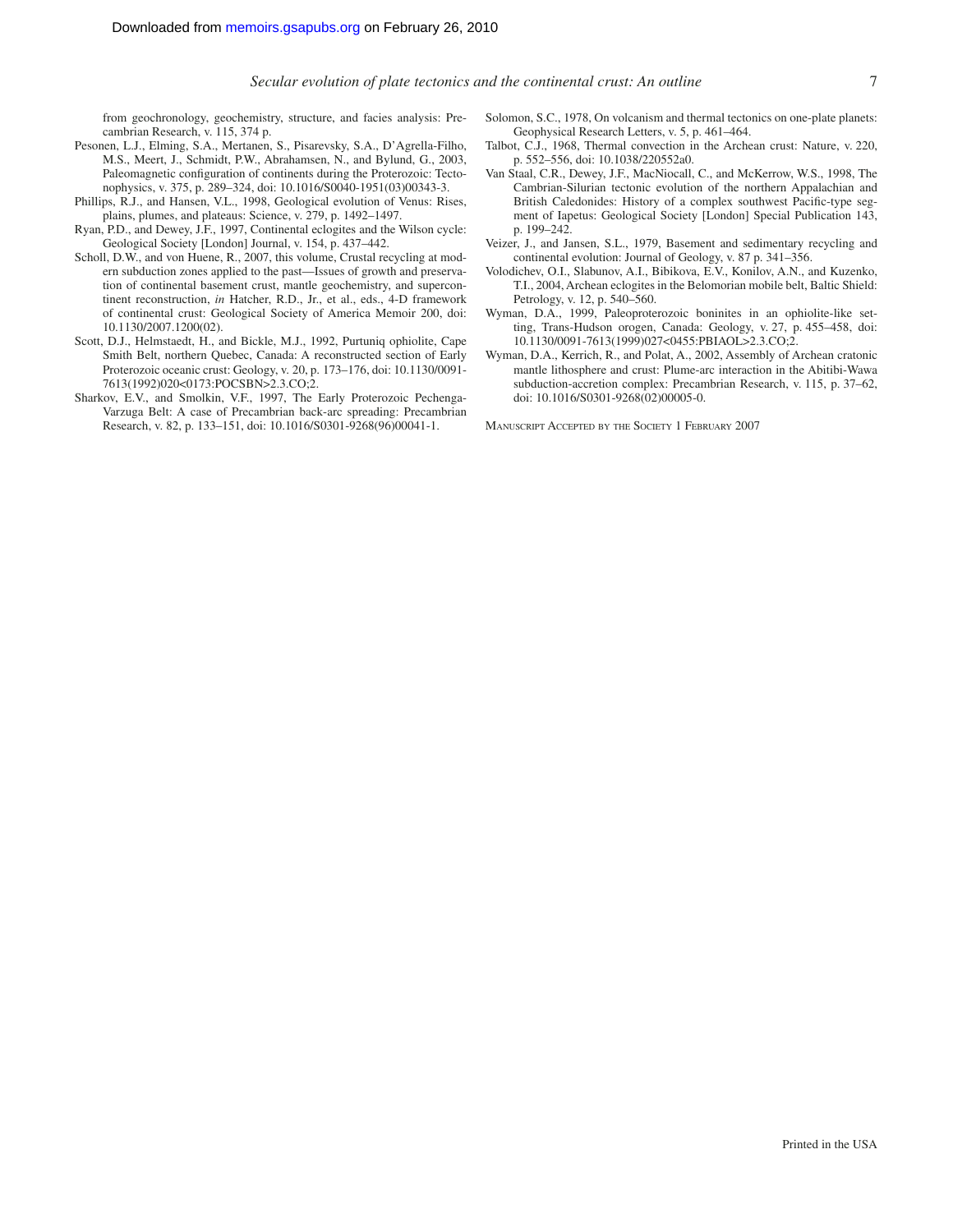from geochronology, geochemistry, structure, and facies analysis: Precambrian Research, v. 115, 374 p.

Pesonen, L.J., Elming, S.A., Mertanen, S., Pisarevsky, S.A., D'Agrella-Filho, M.S., Meert, J., Schmidt, P.W., Abrahamsen, N., and Bylund, G., 2003, Paleomagnetic configuration of continents during the Proterozoic: Tectonophysics, v. 375, p. 289–324, doi: 10.1016/S0040-1951(03)00343-3.

Phillips, R.J., and Hansen, V.L., 1998, Geological evolution of Venus: Rises, plains, plumes, and plateaus: Science, v. 279, p. 1492–1497.

Ryan, P.D., and Dewey, J.F., 1997, Continental eclogites and the Wilson cycle: Geological Society [London] Journal, v. 154, p. 437–442.

Scholl, D.W., and von Huene, R., 2007, this volume, Crustal recycling at modern subduction zones applied to the past—Issues of growth and preservation of continental basement crust, mantle geochemistry, and supercontinent reconstruction, *in* Hatcher, R.D., Jr., et al., eds., 4-D framework of continental crust: Geological Society of America Memoir 200, doi: 10.1130/2007.1200(02).

Scott, D.J., Helmstaedt, H., and Bickle, M.J., 1992, Purtuniq ophiolite, Cape Smith Belt, northern Quebec, Canada: A reconstructed section of Early Proterozoic oceanic crust: Geology, v. 20, p. 173–176, doi: 10.1130/0091-7613(1992)020<0173:POCSBN>2.3.CO;2.

Sharkov, E.V., and Smolkin, V.F., 1997, The Early Proterozoic Pechenga-Varzuga Belt: A case of Precambrian back-arc spreading: Precambrian Research, v. 82, p. 133–151, doi: 10.1016/S0301-9268(96)00041-1.

Solomon, S.C., 1978, On volcanism and thermal tectonics on one-plate planets: Geophysical Research Letters, v. 5, p. 461–464.

Talbot, C.J., 1968, Thermal convection in the Archean crust: Nature, v. 220, p. 552–556, doi: 10.1038/220552a0.

Van Staal, C.R., Dewey, J.F., MacNiocall, C., and McKerrow, W.S., 1998, The Cambrian-Silurian tectonic evolution of the northern Appalachian and British Caledonides: History of a complex southwest Pacific-type segment of Iapetus: Geological Society [London] Special Publication 143, p. 199–242.

Veizer, J., and Jansen, S.L., 1979, Basement and sedimentary recycling and continental evolution: Journal of Geology, v. 87 p. 341–356.

Volodichev, O.I., Slabunov, A.I., Bibikova, E.V., Konilov, A.N., and Kuzenko, T.I., 2004, Archean eclogites in the Belomorian mobile belt, Baltic Shield: Petrology, v. 12, p. 540–560.

Wyman, D.A., 1999, Paleoproterozoic boninites in an ophiolite-like setting, Trans-Hudson orogen, Canada: Geology, v. 27, p. 455–458, doi: 10.1130/0091-7613(1999)027<0455:PBIAOL>2.3.CO;2.

Wyman, D.A., Kerrich, R., and Polat, A., 2002, Assembly of Archean cratonic mantle lithosphere and crust: Plume-arc interaction in the Abitibi-Wawa subduction-accretion complex: Precambrian Research, v. 115, p. 37–62, doi: 10.1016/S0301-9268(02)00005-0.

Manuscript Accepted by the Society 1 February 2007